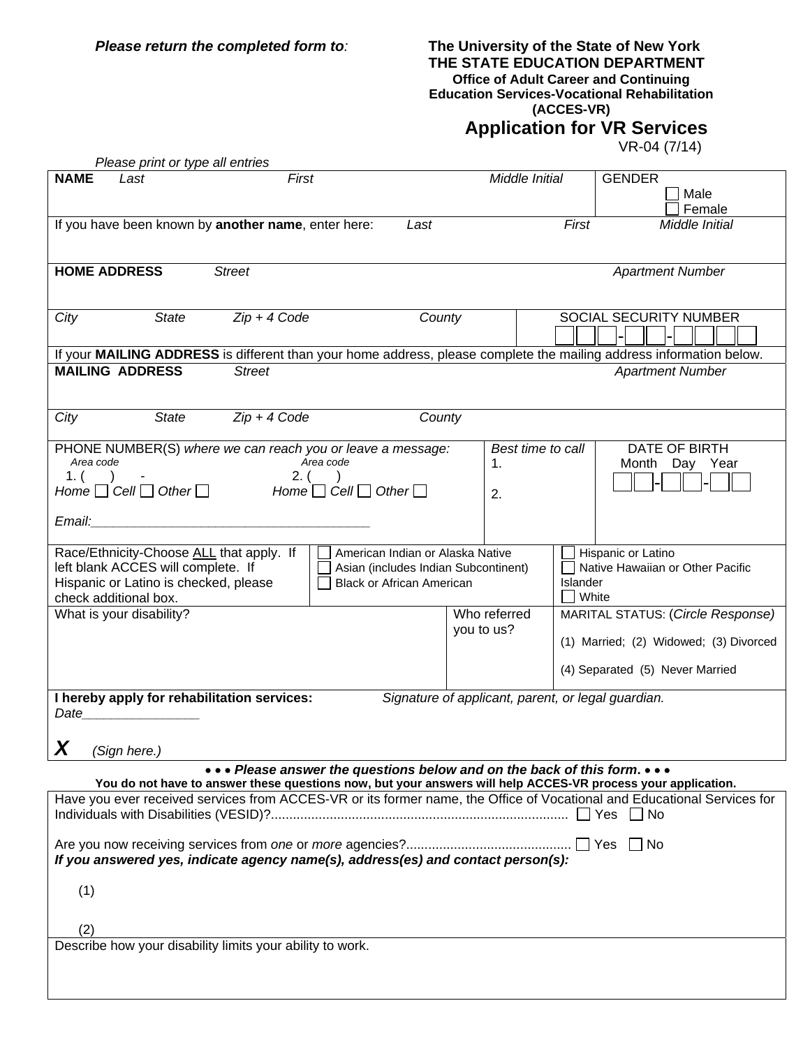*Please return the completed form to:*

**The University of the State of New York**
**THE STATE EDUCATION DEPARTMENT**
**Office of Adult Career and Continuing Education Services-Vocational Rehabilitation (ACCES-VR)**

# Application for VR Services

VR-04 (7/14)

*Please print or type all entries*

| | | | |
|---|---|---|---|
| **NAME** *Last* | *First* | *Middle Initial* | GENDER ☐ Male ☐ Female |
| If you have been known by **another name**, enter here: *Last* | *First* | *Middle Initial* | |
| **HOME ADDRESS** *Street* | | *Apartment Number* | |
| *City* *State* *Zip + 4 Code* | *County* | SOCIAL SECURITY NUMBER ☐☐☐-☐☐-☐☐☐☐ | |

If your **MAILING ADDRESS** is different than your home address, please complete the mailing address information below.

| | | |
|---|---|---|
| **MAILING ADDRESS** *Street* | | *Apartment Number* |
| *City* *State* *Zip + 4 Code* | *County* | |

| | | |
|---|---|---|
| PHONE NUMBER(S) *where we can reach you or leave a message:*<br>*Area code* 1. ( ) - *Home* ☐ *Cell* ☐ *Other* ☐<br>*Area code* 2. ( ) *Home* ☐ *Cell* ☐ *Other* ☐<br>*Email:*___________________ | *Best time to call*<br>1.<br>2. | DATE OF BIRTH<br>Month Day Year<br>☐☐-☐☐-☐☐ |

| | | |
|---|---|---|
| Race/Ethnicity-Choose ALL that apply. If left blank ACCES will complete. If Hispanic or Latino is checked, please check additional box. | ☐ American Indian or Alaska Native<br>☐ Asian (includes Indian Subcontinent)<br>☐ Black or African American | ☐ Hispanic or Latino<br>☐ Native Hawaiian or Other Pacific Islander<br>☐ White |

| | | |
|---|---|---|
| What is your disability? | Who referred you to us? | MARITAL STATUS: (*Circle Response*)<br>(1) Married; (2) Widowed; (3) Divorced<br>(4) Separated (5) Never Married |

**I hereby apply for rehabilitation services:** *Signature of applicant, parent, or legal guardian.*

*Date*________________

***X*** *(Sign here.)*

• • • ***Please answer the questions below and on the back of this form.*** • • •

**You do not have to answer these questions now, but your answers will help ACCES-VR process your application.**

Have you ever received services from ACCES-VR or its former name, the Office of Vocational and Educational Services for Individuals with Disabilities (VESID)?.................................................................................. ☐ Yes ☐ No

Are you now receiving services from *one* or *more* agencies?............................................ ☐ Yes ☐ No

***If you answered yes, indicate agency name(s), address(es) and contact person(s):***

(1)

(2)

Describe how your disability limits your ability to work.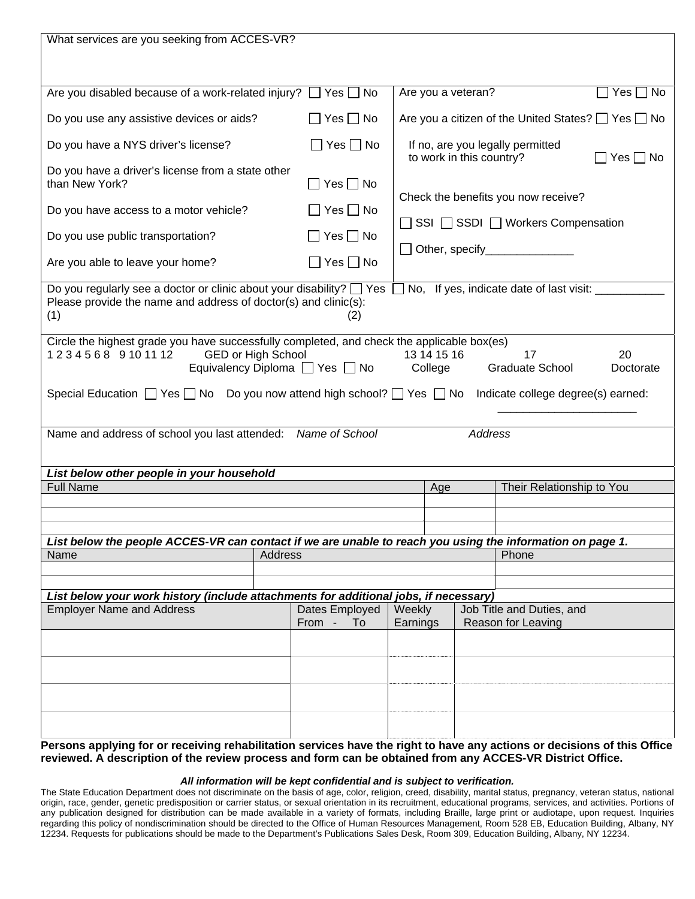What services are you seeking from ACCES-VR?

| | |
|---|---|
| Are you disabled because of a work-related injury? ☐ Yes ☐ No | Are you a veteran? ☐ Yes ☐ No |
| Do you use any assistive devices or aids? ☐ Yes ☐ No | Are you a citizen of the United States? ☐ Yes ☐ No |
| Do you have a NYS driver's license? ☐ Yes ☐ No | If no, are you legally permitted to work in this country? ☐ Yes ☐ No |
| Do you have a driver's license from a state other than New York? ☐ Yes ☐ No | Check the benefits you now receive? |
| Do you have access to a motor vehicle? ☐ Yes ☐ No | ☐ SSI ☐ SSDI ☐ Workers Compensation |
| Do you use public transportation? ☐ Yes ☐ No | ☐ Other, specify______________ |
| Are you able to leave your home? ☐ Yes ☐ No | |

Do you regularly see a doctor or clinic about your disability? ☐ Yes ☐ No, If yes, indicate date of last visit: ___________
Please provide the name and address of doctor(s) and clinic(s):
(1) (2)

Circle the highest grade you have successfully completed, and check the applicable box(es)
1 2 3 4 5 6 8 9 10 11 12 GED or High School Equivalency Diploma ☐ Yes ☐ No 13 14 15 16 College 17 Graduate School 20 Doctorate

Special Education ☐ Yes ☐ No Do you now attend high school? ☐ Yes ☐ No Indicate college degree(s) earned: ______________________

Name and address of school you last attended: *Name of School* *Address*

***List below other people in your household***

| Full Name | Age | Their Relationship to You |
|---|---|---|
| | | |
| | | |
| | | |

***List below the people ACCES-VR can contact if we are unable to reach you using the information on page 1.***

| Name | Address | Phone |
|---|---|---|
| | | |
| | | |

***List below your work history (include attachments for additional jobs, if necessary)***

| Employer Name and Address | Dates Employed From - To | Weekly Earnings | Job Title and Duties, and Reason for Leaving |
|---|---|---|---|
| | | | |
| | | | |
| | | | |
| | | | |

**Persons applying for or receiving rehabilitation services have the right to have any actions or decisions of this Office reviewed. A description of the review process and form can be obtained from any ACCES-VR District Office.**

***All information will be kept confidential and is subject to verification.***

The State Education Department does not discriminate on the basis of age, color, religion, creed, disability, marital status, pregnancy, veteran status, national origin, race, gender, genetic predisposition or carrier status, or sexual orientation in its recruitment, educational programs, services, and activities. Portions of any publication designed for distribution can be made available in a variety of formats, including Braille, large print or audiotape, upon request. Inquiries regarding this policy of nondiscrimination should be directed to the Office of Human Resources Management, Room 528 EB, Education Building, Albany, NY 12234. Requests for publications should be made to the Department's Publications Sales Desk, Room 309, Education Building, Albany, NY 12234.